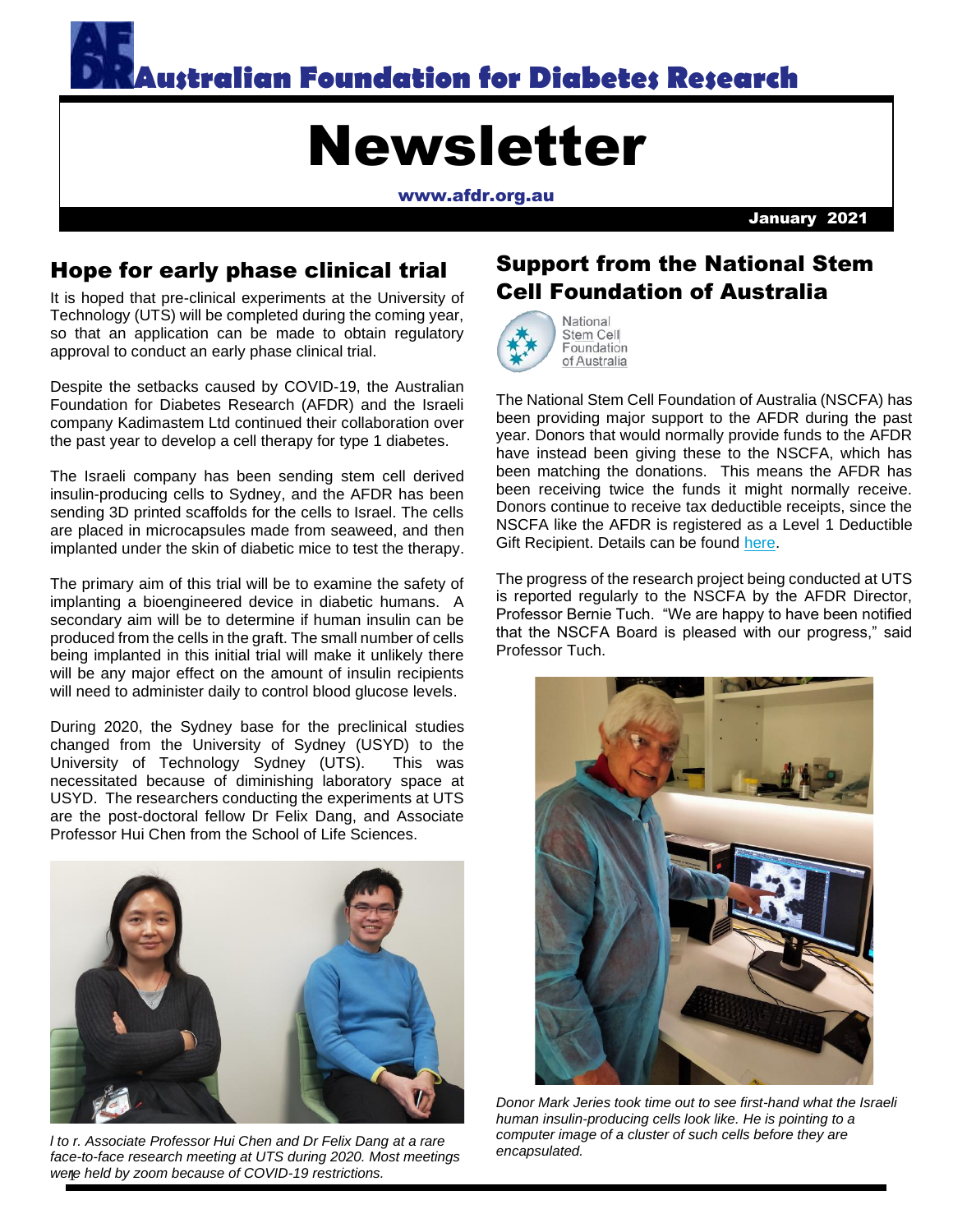# Australian Foundation for Diabetes Research

# Newsletter

www.afdr.org.au

January 2021

## Hope for early phase clinical trial

It is hoped that pre-clinical experiments at the University of Technology (UTS) will be completed during the coming year, so that an application can be made to obtain regulatory approval to conduct an early phase clinical trial.

Despite the setbacks caused by COVID-19, the Australian Foundation for Diabetes Research (AFDR) and the Israeli company Kadimastem Ltd continued their collaboration over the past year to develop a cell therapy for type 1 diabetes.

The Israeli company has been sending stem cell derived insulin-producing cells to Sydney, and the AFDR has been sending 3D printed scaffolds for the cells to Israel. The cells are placed in microcapsules made from seaweed, and then implanted under the skin of diabetic mice to test the therapy.

The primary aim of this trial will be to examine the safety of implanting a bioengineered device in diabetic humans. A secondary aim will be to determine if human insulin can be produced from the cells in the graft. The small number of cells being implanted in this initial trial will make it unlikely there will be any major effect on the amount of insulin recipients will need to administer daily to control blood glucose levels.

During 2020, the Sydney base for the preclinical studies changed from the University of Sydney (USYD) to the University of Technology Sydney (UTS). This was necessitated because of diminishing laboratory space at USYD. The researchers conducting the experiments at UTS are the post-doctoral fellow Dr Felix Dang, and Associate Professor Hui Chen from the School of Life Sciences.

*l to r. Associate Professor Hui Chen and Dr Felix Dang at a rare face-to-face research meeting at UTS during 2020. Most meetings were held by zoom because of COVID-19 restrictions.*

## Support from the National Stem Cell Foundation of Australia

National Stem Cell Foundation of Australia

The National Stem Cell Foundation of Australia (NSCFA) has been providing major support to the AFDR during the past year. Donors that would normally provide funds to the AFDR have instead been giving these to the NSCFA, which has been matching the donations. This means the AFDR has been receiving twice the funds it might normally receive. Donors continue to receive tax deductible receipts, since the NSCFA like the AFDR is registered as a Level 1 Deductible Gift Recipient. Details can be found here.

The progress of the research project being conducted at UTS is reported regularly to the NSCFA by the AFDR Director, Professor Bernie Tuch. "We are happy to have been notified that the NSCFA Board is pleased with our progress," said Professor Tuch.

*Donor Mark Jeries took time out to see first-hand what the Israeli human insulin-producing cells look like. He is pointing to a computer image of a cluster of such cells before they are encapsulated.*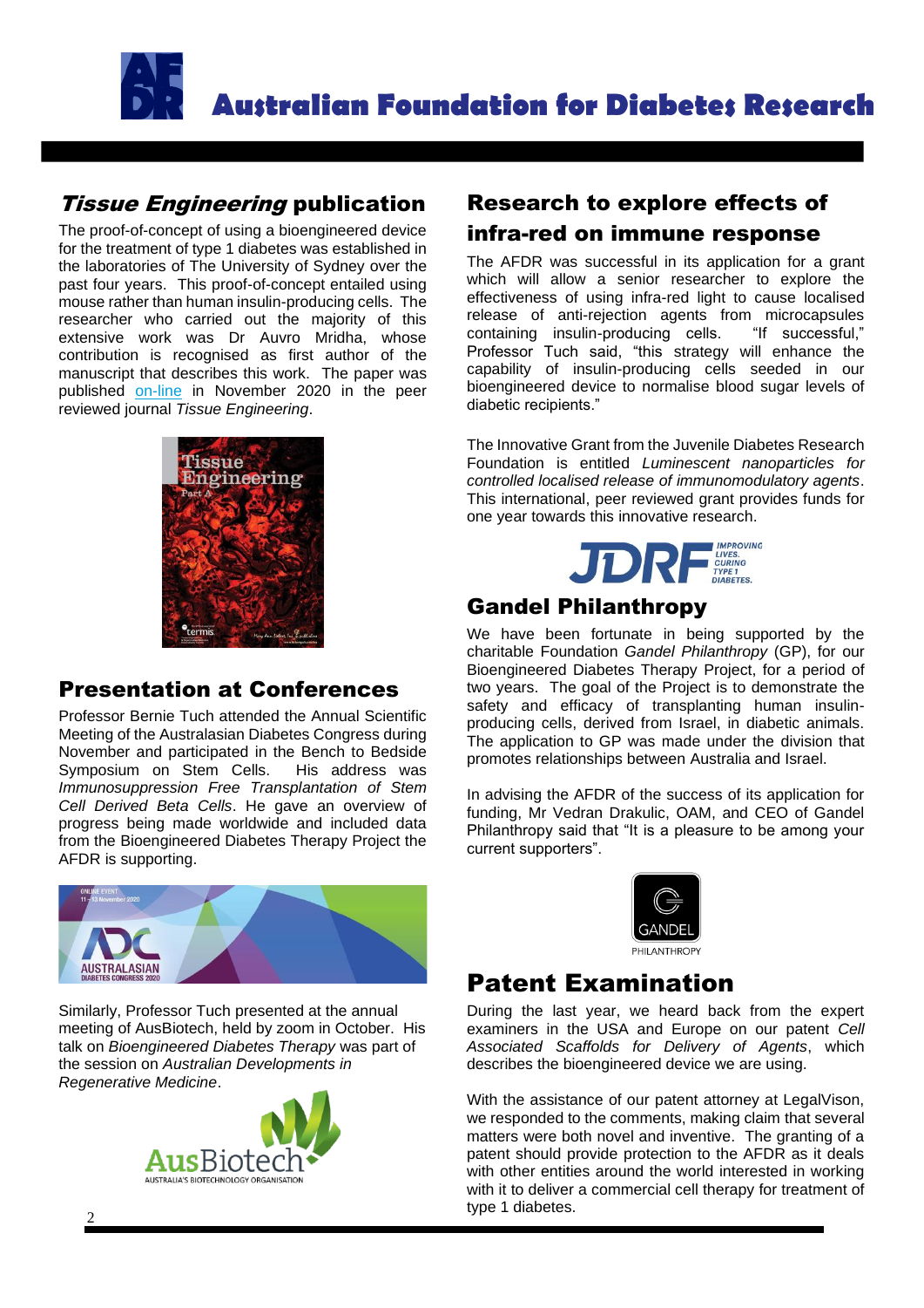# Australian Foundation for Diabetes Research

## *Tissue Engineering* publication

The proof-of-concept of using a bioengineered device for the treatment of type 1 diabetes was established in the laboratories of The University of Sydney over the past four years. This proof-of-concept entailed using mouse rather than human insulin-producing cells. The researcher who carried out the majority of this extensive work was Dr Auvro Mridha, whose contribution is recognised as first author of the manuscript that describes this work. The paper was published on-line in November 2020 in the peer reviewed journal *Tissue Engineering*.

## Presentation at Conferences

Professor Bernie Tuch attended the Annual Scientific Meeting of the Australasian Diabetes Congress during November and participated in the Bench to Bedside Symposium on Stem Cells. His address was *Immunosuppression Free Transplantation of Stem Cell Derived Beta Cells*. He gave an overview of progress being made worldwide and included data from the Bioengineered Diabetes Therapy Project the AFDR is supporting.

Similarly, Professor Tuch presented at the annual meeting of AusBiotech, held by zoom in October. His talk on *Bioengineered Diabetes Therapy* was part of the session on *Australian Developments in Regenerative Medicine*.

## Research to explore effects of infra-red on immune response

The AFDR was successful in its application for a grant which will allow a senior researcher to explore the effectiveness of using infra-red light to cause localised release of anti-rejection agents from microcapsules containing insulin-producing cells. "If successful," Professor Tuch said, "this strategy will enhance the capability of insulin-producing cells seeded in our bioengineered device to normalise blood sugar levels of diabetic recipients."

The Innovative Grant from the Juvenile Diabetes Research Foundation is entitled *Luminescent nanoparticles for controlled localised release of immunomodulatory agents*. This international, peer reviewed grant provides funds for one year towards this innovative research.

## Gandel Philanthropy

We have been fortunate in being supported by the charitable Foundation *Gandel Philanthropy* (GP), for our Bioengineered Diabetes Therapy Project, for a period of two years. The goal of the Project is to demonstrate the safety and efficacy of transplanting human insulin-producing cells, derived from Israel, in diabetic animals. The application to GP was made under the division that promotes relationships between Australia and Israel.

In advising the AFDR of the success of its application for funding, Mr Vedran Drakulic, OAM, and CEO of Gandel Philanthropy said that "It is a pleasure to be among your current supporters".

## Patent Examination

During the last year, we heard back from the expert examiners in the USA and Europe on our patent *Cell Associated Scaffolds for Delivery of Agents*, which describes the bioengineered device we are using.

With the assistance of our patent attorney at LegalVison, we responded to the comments, making claim that several matters were both novel and inventive. The granting of a patent should provide protection to the AFDR as it deals with other entities around the world interested in working with it to deliver a commercial cell therapy for treatment of type 1 diabetes.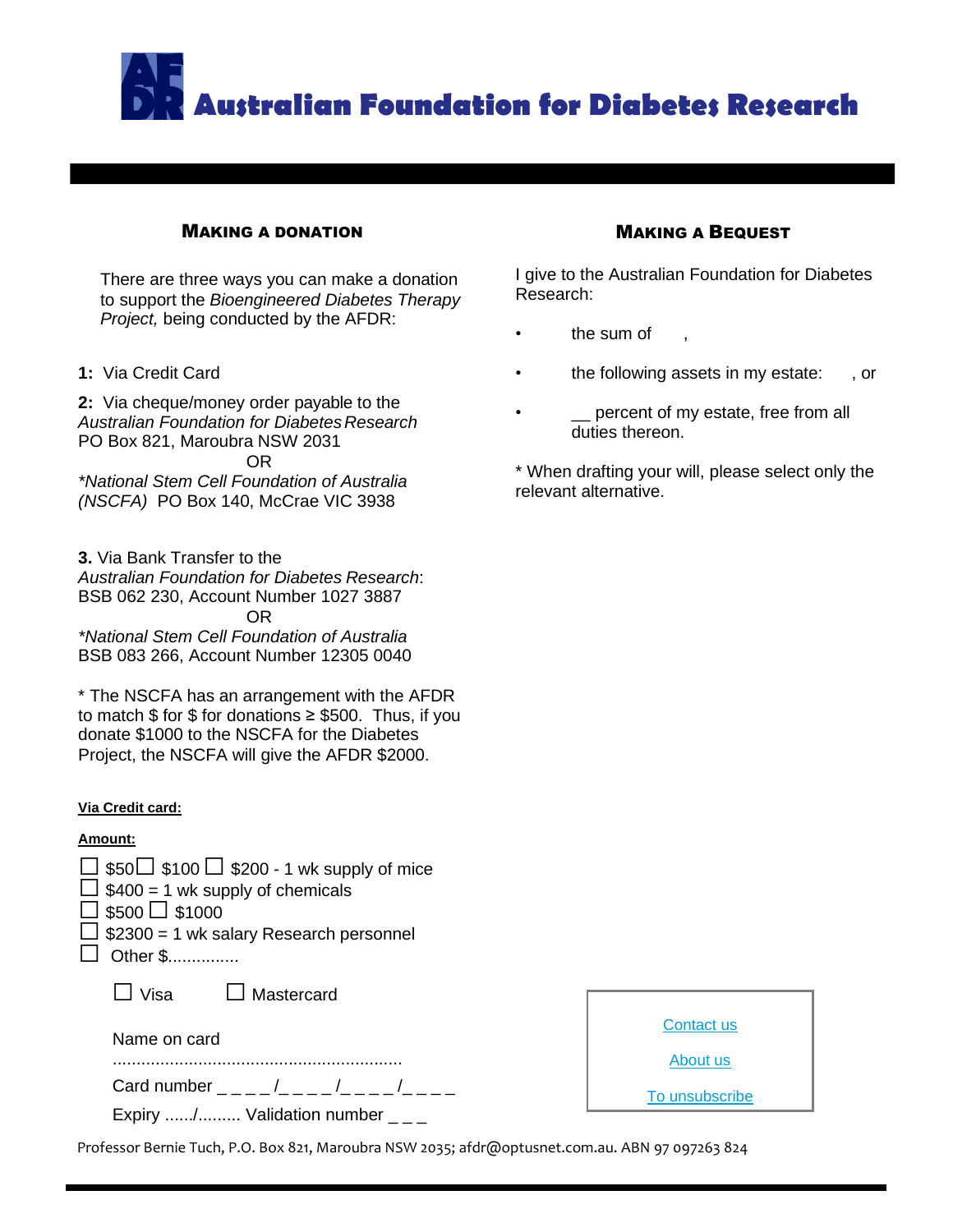# Australian Foundation for Diabetes Research

## Making a Donation

There are three ways you can make a donation to support the *Bioengineered Diabetes Therapy Project,* being conducted by the AFDR:

**1:** Via Credit Card

**2:** Via cheque/money order payable to the *Australian Foundation for Diabetes Research*
PO Box 821, Maroubra NSW 2031

OR

*\*National Stem Cell Foundation of Australia (NSCFA)* PO Box 140, McCrae VIC 3938

**3.** Via Bank Transfer to the *Australian Foundation for Diabetes Research*:
BSB 062 230, Account Number 1027 3887

OR

*\*National Stem Cell Foundation of Australia*
BSB 083 266, Account Number 12305 0040

\* The NSCFA has an arrangement with the AFDR to match $ for $ for donations ≥ $500. Thus, if you donate $1000 to the NSCFA for the Diabetes Project, the NSCFA will give the AFDR $2000.

**Via Credit card:**

**Amount:**

☐ $50 ☐ $100 ☐ $200 - 1 wk supply of mice
☐ $400 = 1 wk supply of chemicals
☐ $500 ☐ $1000
☐ $2300 = 1 wk salary Research personnel
☐ Other $...............

☐ Visa ☐ Mastercard

Name on card
.............................................................

Card number _ _ _ _ /_ _ _ _ /_ _ _ _ /_ _ _ _

Expiry ....../......... Validation number _ _ _

## Making a Bequest

I give to the Australian Foundation for Diabetes Research:

- the sum of ,
- the following assets in my estate: , or
- __ percent of my estate, free from all duties thereon.

\* When drafting your will, please select only the relevant alternative.

Contact us

About us

To unsubscribe

Professor Bernie Tuch, P.O. Box 821, Maroubra NSW 2035; afdr@optusnet.com.au. ABN 97 097263 824